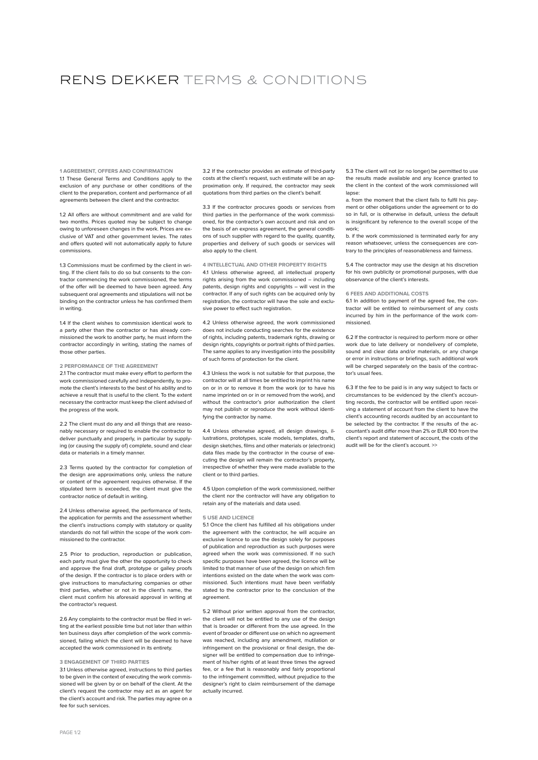# RENS DEKKER TERMS & CONDITIONS

## 1 AGREEMENT, OFFERS AND CONFIRMATION

1.1 These General Terms and Conditions apply to the exclusion of any purchase or other conditions of the client to the preparation, content and performance of all agreements between the client and the contractor.

1.2 All offers are without commitment and are valid for two months. Prices quoted may be subject to change owing to unforeseen changes in the work. Prices are exclusive of VAT and other government levies. The rates and offers quoted will not automatically apply to future commissions.

1.3 Commissions must be confirmed by the client in writing. If the client fails to do so but consents to the contractor commencing the work commissioned, the terms of the offer will be deemed to have been agreed. Any subsequent oral agreements and stipulations will not be binding on the contractor unless he has confirmed them in writing.

1.4 If the client wishes to commission identical work to a party other than the contractor or has already commissioned the work to another party, he must inform the contractor accordingly in writing, stating the names of those other parties.

## 2 PERFORMANCE OF THE AGREEMENT

2.1 The contractor must make every effort to perform the work commissioned carefully and independently, to promote the client's interests to the best of his ability and to achieve a result that is useful to the client. To the extent necessary the contractor must keep the client advised of the progress of the work.

2.2 The client must do any and all things that are reasonably necessary or required to enable the contractor to deliver punctually and properly, in particular by supplying (or causing the supply of) complete, sound and clear data or materials in a timely manner.

2.3 Terms quoted by the contractor for completion of the design are approximations only, unless the nature or content of the agreement requires otherwise. If the stipulated term is exceeded, the client must give the contractor notice of default in writing.

2.4 Unless otherwise agreed, the performance of tests, the application for permits and the assessment whether the client's instructions comply with statutory or quality standards do not fall within the scope of the work commissioned to the contractor.

2.5 Prior to production, reproduction or publication, each party must give the other the opportunity to check and approve the final draft, prototype or galley proofs of the design. If the contractor is to place orders with or give instructions to manufacturing companies or other third parties, whether or not in the client's name, the client must confirm his aforesaid approval in writing at the contractor's request.

2.6 Any complaints to the contractor must be filed in writing at the earliest possible time but not later than within ten business days after completion of the work commissioned, failing which the client will be deemed to have accepted the work commissioned in its entirety.

## 3 ENGAGEMENT OF THIRD PARTIES

3.1 Unless otherwise agreed, instructions to third parties to be given in the context of executing the work commissioned will be given by or on behalf of the client. At the client's request the contractor may act as an agent for the client's account and risk. The parties may agree on a fee for such services.

3.2 If the contractor provides an estimate of third-party costs at the client's request, such estimate will be an approximation only. If required, the contractor may seek quotations from third parties on the client's behalf.

3.3 If the contractor procures goods or services from third parties in the performance of the work commissioned, for the contractor's own account and risk and on the basis of an express agreement, the general conditions of such supplier with regard to the quality, quantity, properties and delivery of such goods or services will also apply to the client.

## 4 INTELLECTUAL AND OTHER PROPERTY RIGHTS

4.1 Unless otherwise agreed, all intellectual property rights arising from the work commissioned – including patents, design rights and copyrights – will vest in the contractor. If any of such rights can be acquired only by registration, the contractor will have the sole and exclusive power to effect such registration.

4.2 Unless otherwise agreed, the work commissioned does not include conducting searches for the existence of rights, including patents, trademark rights, drawing or design rights, copyrights or portrait rights of third parties. The same applies to any investigation into the possibility of such forms of protection for the client.

4.3 Unless the work is not suitable for that purpose, the contractor will at all times be entitled to imprint his name on or in or to remove it from the work (or to have his name imprinted on or in or removed from the work), and without the contractor's prior authorization the client may not publish or reproduce the work without identifying the contractor by name.

4.4 Unless otherwise agreed, all design drawings, illustrations, prototypes, scale models, templates, drafts, design sketches, films and other materials or (electronic) data files made by the contractor in the course of executing the design will remain the contractor's property, irrespective of whether they were made available to the client or to third parties.

4.5 Upon completion of the work commissioned, neither the client nor the contractor will have any obligation to retain any of the materials and data used.

## 5 USE AND LICENCE

5.1 Once the client has fulfilled all his obligations under the agreement with the contractor, he will acquire an exclusive licence to use the design solely for purposes of publication and reproduction as such purposes were agreed when the work was commissioned. If no such specific purposes have been agreed, the licence will be limited to that manner of use of the design on which firm intentions existed on the date when the work was commissioned. Such intentions must have been verifiably stated to the contractor prior to the conclusion of the agreement.

5.2 Without prior written approval from the contractor, the client will not be entitled to any use of the design that is broader or different from the use agreed. In the event of broader or different use on which no agreement was reached, including any amendment, mutilation or infringement on the provisional or final design, the designer will be entitled to compensation due to infringement of his/her rights of at least three times the agreed fee, or a fee that is reasonably and fairly proportional to the infringement committed, without prejudice to the designer's right to claim reimbursement of the damage actually incurred.

5.3 The client will not (or no longer) be permitted to use the results made available and any licence granted to the client in the context of the work commissioned will lapse:

a. from the moment that the client fails to fulfil his payment or other obligations under the agreement or to do so in full, or is otherwise in default, unless the default is insignificant by reference to the overall scope of the work;

b. if the work commissioned is terminated early for any reason whatsoever, unless the consequences are contrary to the principles of reasonableness and fairness.

5.4 The contractor may use the design at his discretion for his own publicity or promotional purposes, with due observance of the client's interests.

## 6 FEES AND ADDITIONAL COSTS

6.1 In addition to payment of the agreed fee, the contractor will be entitled to reimbursement of any costs incurred by him in the performance of the work commissioned.

6.2 If the contractor is required to perform more or other work due to late delivery or nondelivery of complete, sound and clear data and/or materials, or any change or error in instructions or briefings, such additional work will be charged separately on the basis of the contractor's usual fees.

6.3 If the fee to be paid is in any way subject to facts or circumstances to be evidenced by the client's accounting records, the contractor will be entitled upon receiving a statement of account from the client to have the client's accounting records audited by an accountant to be selected by the contractor. If the results of the accountant's audit differ more than 2% or EUR 100 from the client's report and statement of account, the costs of the audit will be for the client's account. >>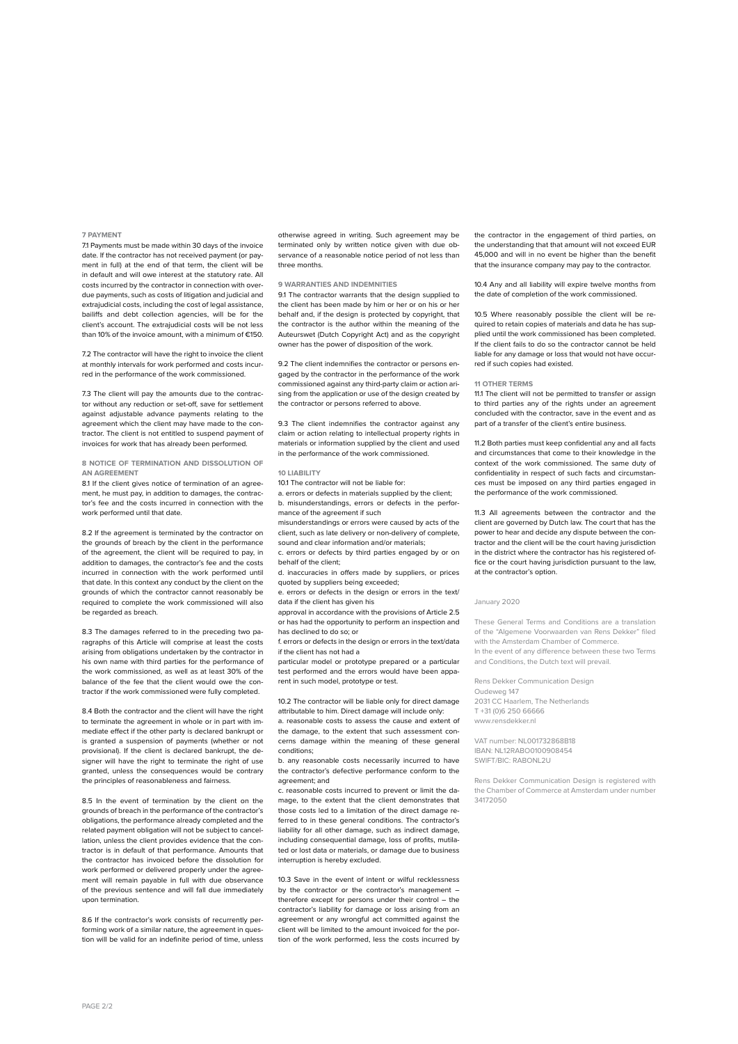## 7 PAYMENT

7.1 Payments must be made within 30 days of the invoice date. If the contractor has not received payment (or payment in full) at the end of that term, the client will be in default and will owe interest at the statutory rate. All costs incurred by the contractor in connection with overdue payments, such as costs of litigation and judicial and extrajudicial costs, including the cost of legal assistance, bailiffs and debt collection agencies, will be for the client's account. The extrajudicial costs will be not less than 10% of the invoice amount, with a minimum of €150.

7.2 The contractor will have the right to invoice the client at monthly intervals for work performed and costs incurred in the performance of the work commissioned.

7.3 The client will pay the amounts due to the contractor without any reduction or set-off, save for settlement against adjustable advance payments relating to the agreement which the client may have made to the contractor. The client is not entitled to suspend payment of invoices for work that has already been performed.

## 8 NOTICE OF TERMINATION AND DISSOLUTION OF AN AGREEMENT

8.1 If the client gives notice of termination of an agreement, he must pay, in addition to damages, the contractor's fee and the costs incurred in connection with the work performed until that date.

8.2 If the agreement is terminated by the contractor on the grounds of breach by the client in the performance of the agreement, the client will be required to pay, in addition to damages, the contractor's fee and the costs incurred in connection with the work performed until that date. In this context any conduct by the client on the grounds of which the contractor cannot reasonably be required to complete the work commissioned will also be regarded as breach.

8.3 The damages referred to in the preceding two paragraphs of this Article will comprise at least the costs arising from obligations undertaken by the contractor in his own name with third parties for the performance of the work commissioned, as well as at least 30% of the balance of the fee that the client would owe the contractor if the work commissioned were fully completed.

8.4 Both the contractor and the client will have the right to terminate the agreement in whole or in part with immediate effect if the other party is declared bankrupt or is granted a suspension of payments (whether or not provisional). If the client is declared bankrupt, the designer will have the right to terminate the right of use granted, unless the consequences would be contrary the principles of reasonableness and fairness.

8.5 In the event of termination by the client on the grounds of breach in the performance of the contractor's obligations, the performance already completed and the related payment obligation will not be subject to cancellation, unless the client provides evidence that the contractor is in default of that performance. Amounts that the contractor has invoiced before the dissolution for work performed or delivered properly under the agreement will remain payable in full with due observance of the previous sentence and will fall due immediately upon termination.

8.6 If the contractor's work consists of recurrently performing work of a similar nature, the agreement in question will be valid for an indefinite period of time, unless otherwise agreed in writing. Such agreement may be terminated only by written notice given with due observance of a reasonable notice period of not less than three months.

## 9 WARRANTIES AND INDEMNITIES

9.1 The contractor warrants that the design supplied to the client has been made by him or her or on his or her behalf and, if the design is protected by copyright, that the contractor is the author within the meaning of the Auteurswet (Dutch Copyright Act) and as the copyright owner has the power of disposition of the work.

9.2 The client indemnifies the contractor or persons engaged by the contractor in the performance of the work commissioned against any third-party claim or action arising from the application or use of the design created by the contractor or persons referred to above.

9.3 The client indemnifies the contractor against any claim or action relating to intellectual property rights in materials or information supplied by the client and used in the performance of the work commissioned.

## 10 LIABILITY

10.1 The contractor will not be liable for:

a. errors or defects in materials supplied by the client;

b. misunderstandings, errors or defects in the performance of the agreement if such misunderstandings or errors were caused by acts of the client, such as late delivery or non-delivery of complete, sound and clear information and/or materials;

c. errors or defects by third parties engaged by or on behalf of the client;

d. inaccuracies in offers made by suppliers, or prices quoted by suppliers being exceeded;

e. errors or defects in the design or errors in the text/data if the client has given his approval in accordance with the provisions of Article 2.5 or has had the opportunity to perform an inspection and has declined to do so; or

f. errors or defects in the design or errors in the text/data if the client has not had a particular model or prototype prepared or a particular test performed and the errors would have been apparent in such model, prototype or test.

10.2 The contractor will be liable only for direct damage attributable to him. Direct damage will include only:

a. reasonable costs to assess the cause and extent of the damage, to the extent that such assessment concerns damage within the meaning of these general conditions;

b. any reasonable costs necessarily incurred to have the contractor's defective performance conform to the agreement; and

c. reasonable costs incurred to prevent or limit the damage, to the extent that the client demonstrates that those costs led to a limitation of the direct damage referred to in these general conditions. The contractor's liability for all other damage, such as indirect damage, including consequential damage, loss of profits, mutilated or lost data or materials, or damage due to business interruption is hereby excluded.

10.3 Save in the event of intent or wilful recklessness by the contractor or the contractor's management – therefore except for persons under their control – the contractor's liability for damage or loss arising from an agreement or any wrongful act committed against the client will be limited to the amount invoiced for the portion of the work performed, less the costs incurred by the contractor in the engagement of third parties, on the understanding that that amount will not exceed EUR 45,000 and will in no event be higher than the benefit that the insurance company may pay to the contractor.

10.4 Any and all liability will expire twelve months from the date of completion of the work commissioned.

10.5 Where reasonably possible the client will be required to retain copies of materials and data he has supplied until the work commissioned has been completed. If the client fails to do so the contractor cannot be held liable for any damage or loss that would not have occurred if such copies had existed.

## 11 OTHER TERMS

11.1 The client will not be permitted to transfer or assign to third parties any of the rights under an agreement concluded with the contractor, save in the event and as part of a transfer of the client's entire business.

11.2 Both parties must keep confidential any and all facts and circumstances that come to their knowledge in the context of the work commissioned. The same duty of confidentiality in respect of such facts and circumstances must be imposed on any third parties engaged in the performance of the work commissioned.

11.3 All agreements between the contractor and the client are governed by Dutch law. The court that has the power to hear and decide any dispute between the contractor and the client will be the court having jurisdiction in the district where the contractor has his registered office or the court having jurisdiction pursuant to the law, at the contractor's option.

January 2020

These General Terms and Conditions are a translation of the "Algemene Voorwaarden van Rens Dekker" filed with the Amsterdam Chamber of Commerce.
In the event of any difference between these two Terms and Conditions, the Dutch text will prevail.

Rens Dekker Communication Design
Oudeweg 147
2031 CC Haarlem, The Netherlands
T +31 (0)6 250 66666
www.rensdekker.nl

VAT number: NL001732868B18
IBAN: NL12RABO0100908454
SWIFT/BIC: RABONL2U

Rens Dekker Communication Design is registered with the Chamber of Commerce at Amsterdam under number 34172050